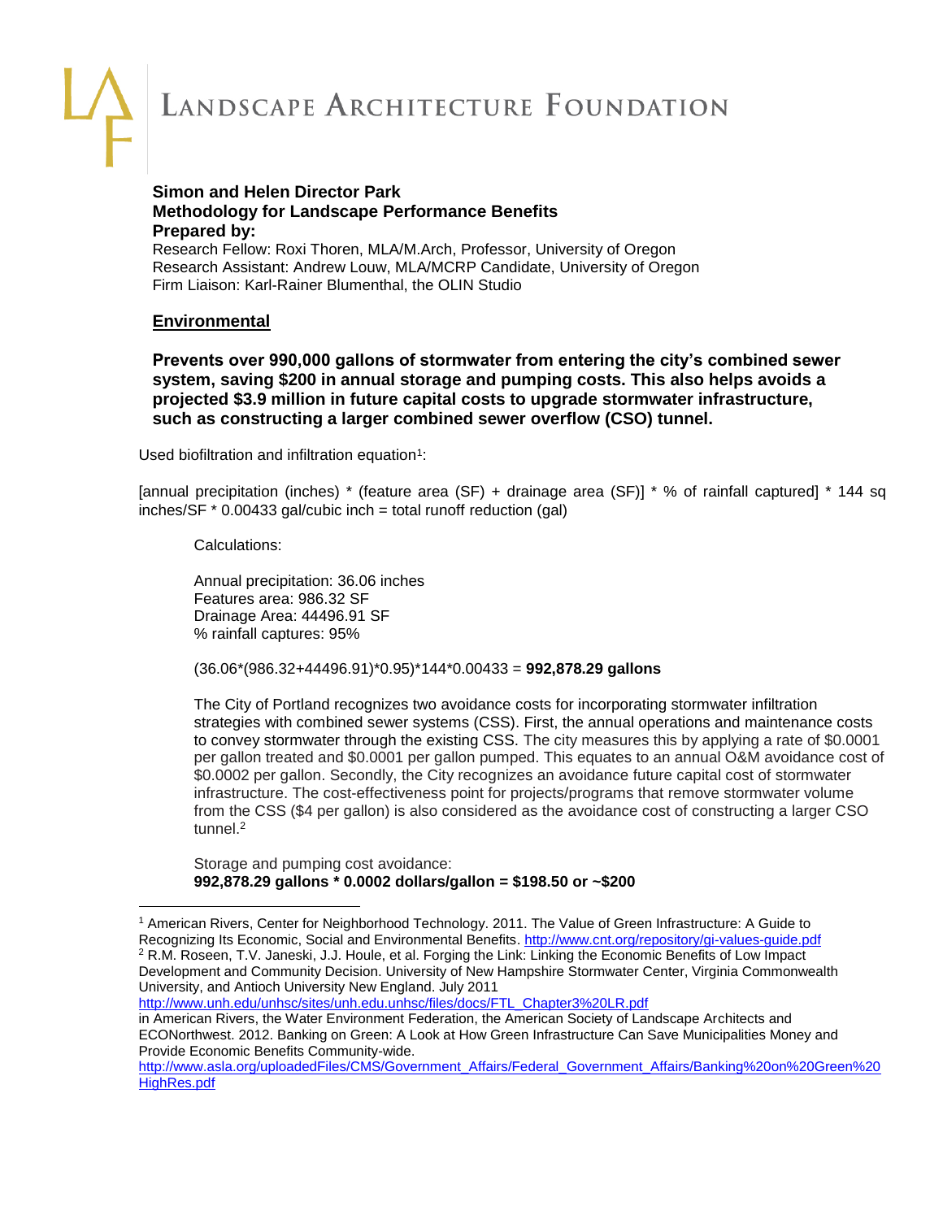# LANDSCAPE ARCHITECTURE FOUNDATION

**Simon and Helen Director Park**
**Methodology for Landscape Performance Benefits**
**Prepared by:**
Research Fellow: Roxi Thoren, MLA/M.Arch, Professor, University of Oregon
Research Assistant: Andrew Louw, MLA/MCRP Candidate, University of Oregon
Firm Liaison: Karl-Rainer Blumenthal, the OLIN Studio

## Environmental

**Prevents over 990,000 gallons of stormwater from entering the city's combined sewer system, saving $200 in annual storage and pumping costs. This also helps avoids a projected $3.9 million in future capital costs to upgrade stormwater infrastructure, such as constructing a larger combined sewer overflow (CSO) tunnel.**

Used biofiltration and infiltration equation[1]:

[annual precipitation (inches) * (feature area (SF) + drainage area (SF)] * % of rainfall captured] * 144 sq inches/SF * 0.00433 gal/cubic inch = total runoff reduction (gal)

Calculations:

Annual precipitation: 36.06 inches
Features area: 986.32 SF
Drainage Area: 44496.91 SF
% rainfall captures: 95%

(36.06*(986.32+44496.91)*0.95)*144*0.00433 = **992,878.29 gallons**

The City of Portland recognizes two avoidance costs for incorporating stormwater infiltration strategies with combined sewer systems (CSS). First, the annual operations and maintenance costs to convey stormwater through the existing CSS. The city measures this by applying a rate of $0.0001 per gallon treated and $0.0001 per gallon pumped. This equates to an annual O&M avoidance cost of $0.0002 per gallon. Secondly, the City recognizes an avoidance future capital cost of stormwater infrastructure. The cost-effectiveness point for projects/programs that remove stormwater volume from the CSS ($4 per gallon) is also considered as the avoidance cost of constructing a larger CSO tunnel.[2]

Storage and pumping cost avoidance:
**992,878.29 gallons * 0.0002 dollars/gallon = $198.50 or ~$200**

---

[1] American Rivers, Center for Neighborhood Technology. 2011. The Value of Green Infrastructure: A Guide to Recognizing Its Economic, Social and Environmental Benefits. http://www.cnt.org/repository/gi-values-guide.pdf

[2] R.M. Roseen, T.V. Janeski, J.J. Houle, et al. Forging the Link: Linking the Economic Benefits of Low Impact Development and Community Decision. University of New Hampshire Stormwater Center, Virginia Commonwealth University, and Antioch University New England. July 2011 http://www.unh.edu/unhsc/sites/unh.edu.unhsc/files/docs/FTL_Chapter3%20LR.pdf in American Rivers, the Water Environment Federation, the American Society of Landscape Architects and ECONorthwest. 2012. Banking on Green: A Look at How Green Infrastructure Can Save Municipalities Money and Provide Economic Benefits Community-wide. http://www.asla.org/uploadedFiles/CMS/Government_Affairs/Federal_Government_Affairs/Banking%20on%20Green%20HighRes.pdf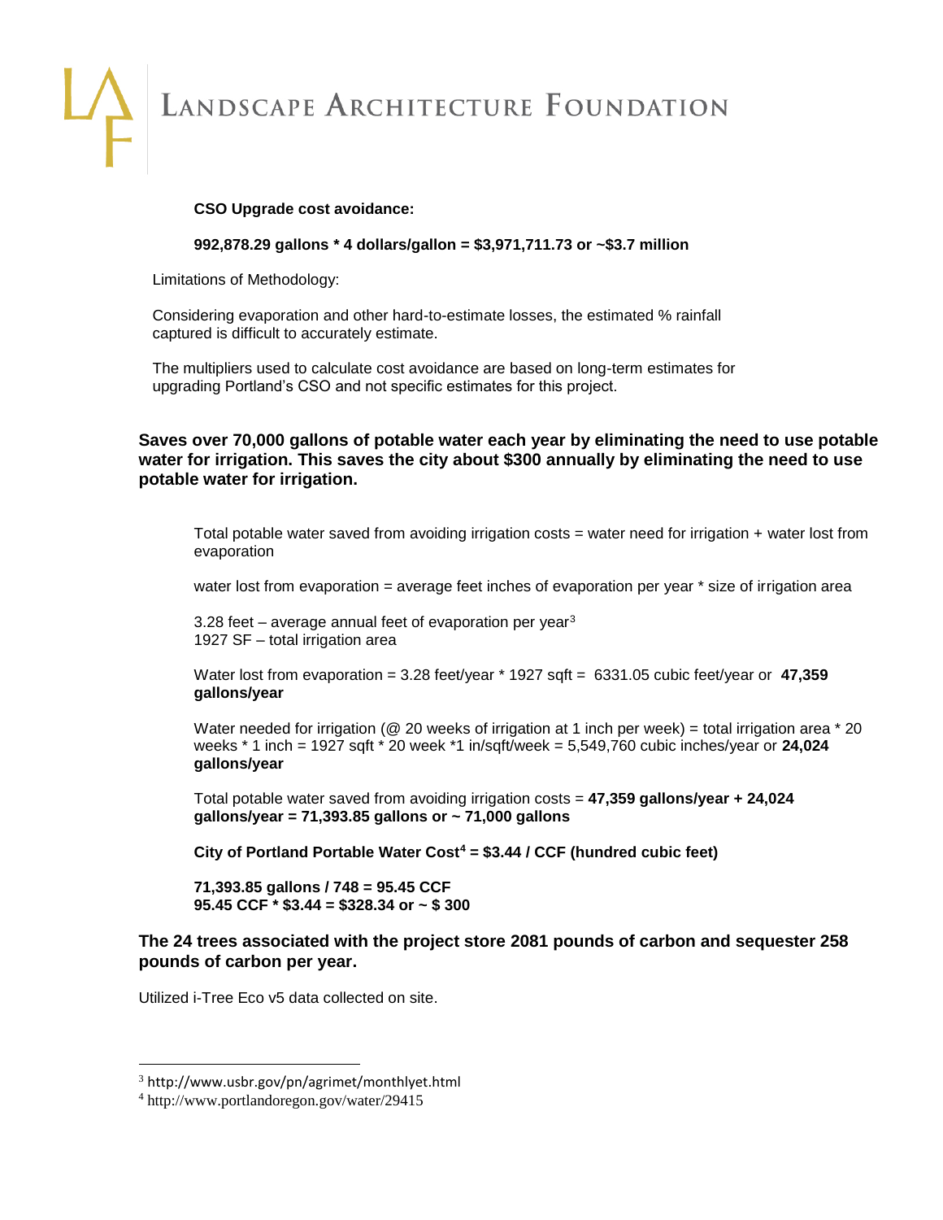**CSO Upgrade cost avoidance:**

**992,878.29 gallons * 4 dollars/gallon = $3,971,711.73 or ~$3.7 million**

Limitations of Methodology:

Considering evaporation and other hard-to-estimate losses, the estimated % rainfall captured is difficult to accurately estimate.

The multipliers used to calculate cost avoidance are based on long-term estimates for upgrading Portland's CSO and not specific estimates for this project.

**Saves over 70,000 gallons of potable water each year by eliminating the need to use potable water for irrigation. This saves the city about $300 annually by eliminating the need to use potable water for irrigation.**

Total potable water saved from avoiding irrigation costs = water need for irrigation + water lost from evaporation

water lost from evaporation = average feet inches of evaporation per year * size of irrigation area

3.28 feet – average annual feet of evaporation per year[3]
1927 SF – total irrigation area

Water lost from evaporation = 3.28 feet/year * 1927 sqft = 6331.05 cubic feet/year or **47,359 gallons/year**

Water needed for irrigation (@ 20 weeks of irrigation at 1 inch per week) = total irrigation area * 20 weeks * 1 inch = 1927 sqft * 20 week *1 in/sqft/week = 5,549,760 cubic inches/year or **24,024 gallons/year**

Total potable water saved from avoiding irrigation costs = **47,359 gallons/year + 24,024 gallons/year = 71,393.85 gallons or ~ 71,000 gallons**

**City of Portland Portable Water Cost[4] = $3.44 / CCF (hundred cubic feet)**

**71,393.85 gallons / 748 = 95.45 CCF**
**95.45 CCF * $3.44 = $328.34 or ~ $ 300**

**The 24 trees associated with the project store 2081 pounds of carbon and sequester 258 pounds of carbon per year.**

Utilized i-Tree Eco v5 data collected on site.

---

[3] http://www.usbr.gov/pn/agrimet/monthlyet.html
[4] http://www.portlandoregon.gov/water/29415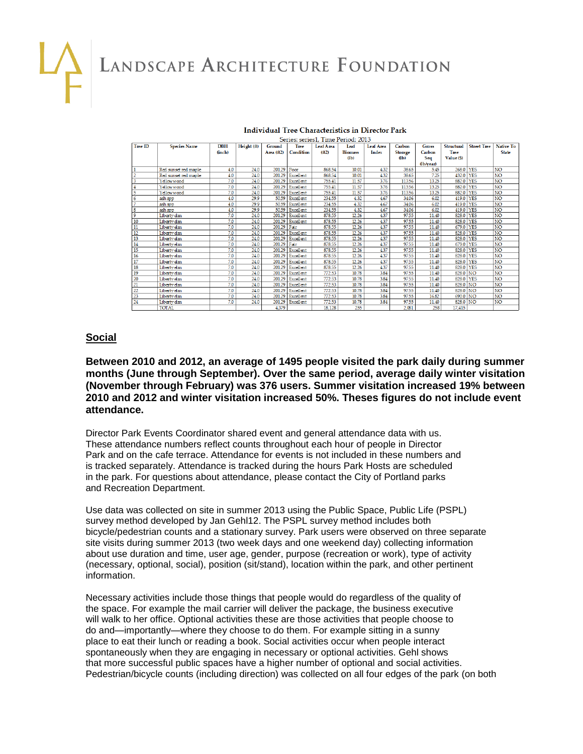**Individual Tree Characteristics in Director Park**

Series: series1, Time Period: 2013

| Tree ID | Species Name | DBH (inch) | Height (ft) | Ground Area (ft2) | Tree Condition | Leaf Area (ft2) | Leaf Biomass (lb) | Leaf Area Index | Carbon Storage (lb) | Gross Carbon Seq (lb/year) | Structural Tree Value ($) | Street Tree | Native To State |
|---|---|---|---|---|---|---|---|---|---|---|---|---|---|
| 1 | Red sunset red maple | 4.0 | 24.0 | 201.29 | Poor | 868.54 | 10.01 | 4.32 | 38.65 | 5.45 | 268.0 | YES | NO |
| 2 | Red sunset red maple | 4.0 | 24.0 | 201.29 | Excellent | 868.54 | 10.01 | 4.32 | 38.65 | 7.25 | 432.0 | YES | NO |
| 3 | Yellowwood | 7.0 | 24.0 | 201.29 | Excellent | 755.41 | 11.57 | 3.76 | 113.56 | 13.25 | 882.0 | YES | NO |
| 4 | Yellowwood | 7.0 | 24.0 | 201.29 | Excellent | 755.41 | 11.57 | 3.76 | 113.56 | 13.25 | 882.0 | YES | NO |
| 5 | Yellowwood | 7.0 | 24.0 | 201.29 | Excellent | 755.41 | 11.57 | 3.76 | 113.56 | 13.25 | 882.0 | YES | NO |
| 6 | ash spp | 4.0 | 29.9 | 50.59 | Excellent | 234.55 | 4.32 | 4.67 | 34.06 | 6.02 | 419.0 | YES | NO |
| 7 | ash spp | 4.0 | 29.9 | 50.59 | Excellent | 234.55 | 4.32 | 4.67 | 34.06 | 6.02 | 419.0 | YES | NO |
| 8 | ash spp | 4.0 | 29.9 | 50.59 | Excellent | 234.55 | 4.32 | 4.67 | 34.06 | 6.02 | 419.0 | YES | NO |
| 9 | Liberty elm | 7.0 | 24.0 | 201.29 | Excellent | 878.55 | 12.26 | 4.37 | 97.55 | 11.40 | 828.0 | YES | NO |
| 10 | Liberty elm | 7.0 | 24.0 | 201.29 | Excellent | 878.55 | 12.26 | 4.37 | 97.55 | 11.40 | 828.0 | YES | NO |
| 11 | Liberty elm | 7.0 | 24.0 | 201.29 | Fair | 878.55 | 12.26 | 4.37 | 97.55 | 11.40 | 679.0 | YES | NO |
| 12 | Liberty elm | 7.0 | 24.0 | 201.29 | Excellent | 878.55 | 12.26 | 4.37 | 97.55 | 11.40 | 828.0 | YES | NO |
| 13 | Liberty elm | 7.0 | 24.0 | 201.29 | Excellent | 878.55 | 12.26 | 4.37 | 97.55 | 11.40 | 828.0 | YES | NO |
| 14 | Liberty elm | 7.0 | 24.0 | 201.29 | Fair | 878.55 | 12.26 | 4.37 | 97.55 | 11.40 | 679.0 | YES | NO |
| 15 | Liberty elm | 7.0 | 24.0 | 201.29 | Excellent | 878.55 | 12.26 | 4.37 | 97.55 | 11.40 | 828.0 | YES | NO |
| 16 | Liberty elm | 7.0 | 24.0 | 201.29 | Excellent | 878.55 | 12.26 | 4.37 | 97.55 | 11.40 | 828.0 | YES | NO |
| 17 | Liberty elm | 7.0 | 24.0 | 201.29 | Excellent | 878.55 | 12.26 | 4.37 | 97.55 | 11.40 | 828.0 | YES | NO |
| 18 | Liberty elm | 7.0 | 24.0 | 201.29 | Excellent | 878.55 | 12.26 | 4.37 | 97.55 | 11.40 | 828.0 | YES | NO |
| 19 | Liberty elm | 7.0 | 24.0 | 201.29 | Excellent | 772.53 | 10.78 | 3.84 | 97.55 | 11.40 | 828.0 | NO | NO |
| 20 | Liberty elm | 7.0 | 24.0 | 201.29 | Excellent | 772.53 | 10.78 | 3.84 | 97.55 | 11.40 | 828.0 | YES | NO |
| 21 | Liberty elm | 7.0 | 24.0 | 201.29 | Excellent | 772.53 | 10.78 | 3.84 | 97.55 | 11.40 | 828.0 | NO | NO |
| 22 | Liberty elm | 7.0 | 24.0 | 201.29 | Excellent | 772.53 | 10.78 | 3.84 | 97.55 | 11.40 | 828.0 | NO | NO |
| 23 | Liberty elm | 7.0 | 24.0 | 201.29 | Excellent | 772.53 | 10.78 | 3.84 | 97.55 | 16.82 | 690.0 | NO | NO |
| 24 | Liberty elm | 7.0 | 24.0 | 201.29 | Excellent | 772.53 | 10.78 | 3.84 | 97.55 | 11.40 | 828.0 | NO | NO |
| | TOTAL | | | 4,379 | | 18,128 | 255 | | 2,081 | 258 | 17,415 | | |

## Social

**Between 2010 and 2012, an average of 1495 people visited the park daily during summer months (June through September). Over the same period, average daily winter visitation (November through February) was 376 users. Summer visitation increased 19% between 2010 and 2012 and winter visitation increased 50%. Theses figures do not include event attendance.**

Director Park Events Coordinator shared event and general attendance data with us. These attendance numbers reflect counts throughout each hour of people in Director Park and on the cafe terrace. Attendance for events is not included in these numbers and is tracked separately. Attendance is tracked during the hours Park Hosts are scheduled in the park. For questions about attendance, please contact the City of Portland parks and Recreation Department.

Use data was collected on site in summer 2013 using the Public Space, Public Life (PSPL) survey method developed by Jan Gehl12. The PSPL survey method includes both bicycle/pedestrian counts and a stationary survey. Park users were observed on three separate site visits during summer 2013 (two week days and one weekend day) collecting information about use duration and time, user age, gender, purpose (recreation or work), type of activity (necessary, optional, social), position (sit/stand), location within the park, and other pertinent information.

Necessary activities include those things that people would do regardless of the quality of the space. For example the mail carrier will deliver the package, the business executive will walk to her office. Optional activities these are those activities that people choose to do and—importantly—where they choose to do them. For example sitting in a sunny place to eat their lunch or reading a book. Social activities occur when people interact spontaneously when they are engaging in necessary or optional activities. Gehl shows that more successful public spaces have a higher number of optional and social activities. Pedestrian/bicycle counts (including direction) was collected on all four edges of the park (on both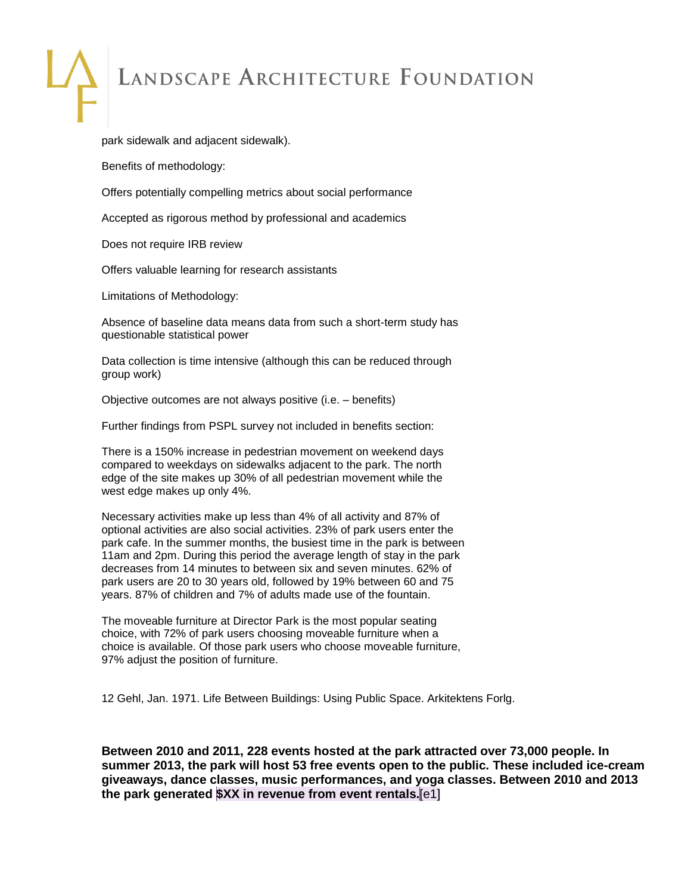park sidewalk and adjacent sidewalk).

Benefits of methodology:

Offers potentially compelling metrics about social performance

Accepted as rigorous method by professional and academics

Does not require IRB review

Offers valuable learning for research assistants

Limitations of Methodology:

Absence of baseline data means data from such a short-term study has questionable statistical power

Data collection is time intensive (although this can be reduced through group work)

Objective outcomes are not always positive (i.e. – benefits)

Further findings from PSPL survey not included in benefits section:

There is a 150% increase in pedestrian movement on weekend days compared to weekdays on sidewalks adjacent to the park. The north edge of the site makes up 30% of all pedestrian movement while the west edge makes up only 4%.

Necessary activities make up less than 4% of all activity and 87% of optional activities are also social activities. 23% of park users enter the park cafe. In the summer months, the busiest time in the park is between 11am and 2pm. During this period the average length of stay in the park decreases from 14 minutes to between six and seven minutes. 62% of park users are 20 to 30 years old, followed by 19% between 60 and 75 years. 87% of children and 7% of adults made use of the fountain.

The moveable furniture at Director Park is the most popular seating choice, with 72% of park users choosing moveable furniture when a choice is available. Of those park users who choose moveable furniture, 97% adjust the position of furniture.

12 Gehl, Jan. 1971. Life Between Buildings: Using Public Space. Arkitektens Forlg.

**Between 2010 and 2011, 228 events hosted at the park attracted over 73,000 people. In summer 2013, the park will host 53 free events open to the public. These included ice-cream giveaways, dance classes, music performances, and yoga classes. Between 2010 and 2013 the park generated $XX in revenue from event rentals.**[e1]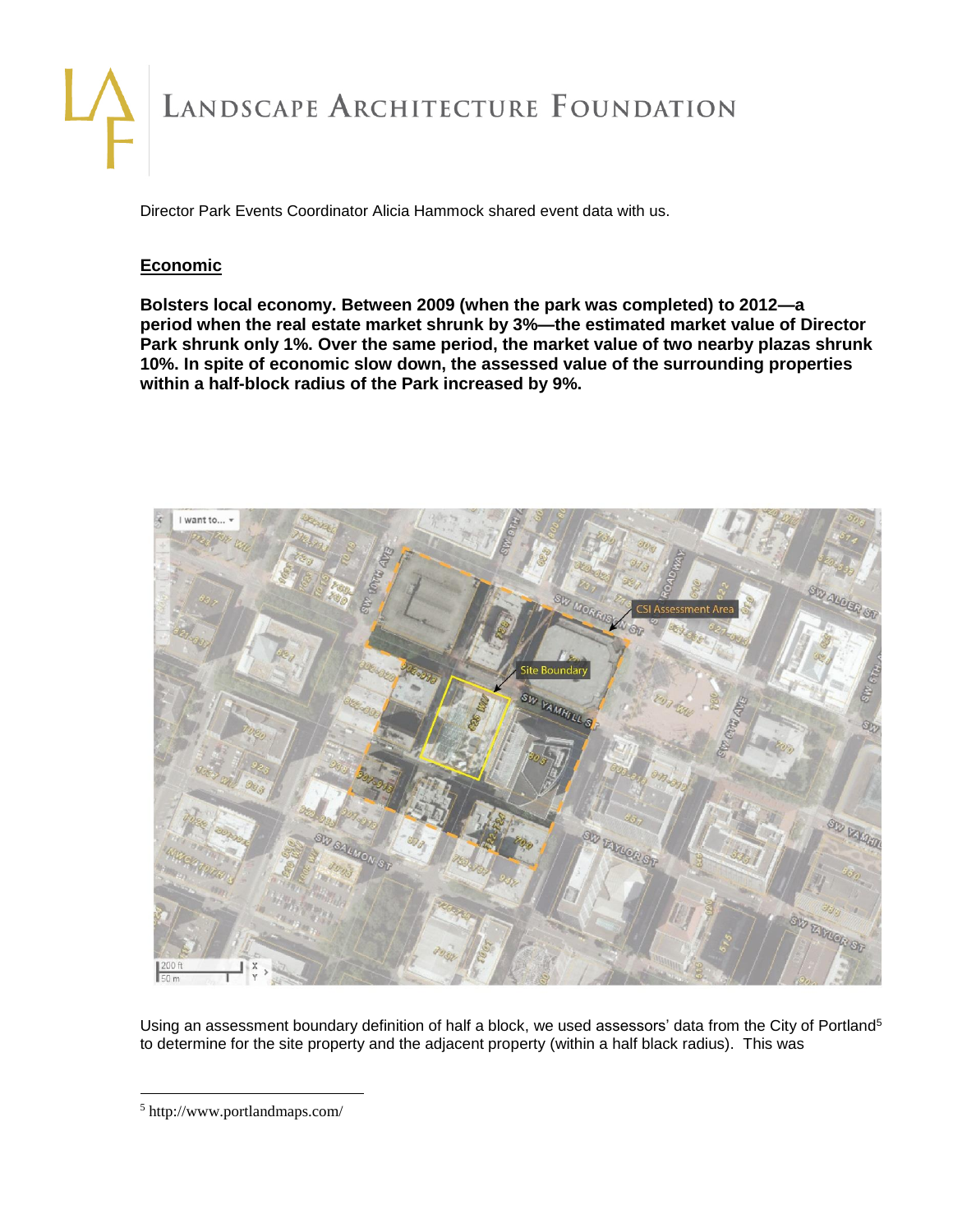Director Park Events Coordinator Alicia Hammock shared event data with us.

## Economic

**Bolsters local economy. Between 2009 (when the park was completed) to 2012—a period when the real estate market shrunk by 3%—the estimated market value of Director Park shrunk only 1%. Over the same period, the market value of two nearby plazas shrunk 10%. In spite of economic slow down, the assessed value of the surrounding properties within a half-block radius of the Park increased by 9%.**

Using an assessment boundary definition of half a block, we used assessors' data from the City of Portland[5] to determine for the site property and the adjacent property (within a half black radius). This was

[5] http://www.portlandmaps.com/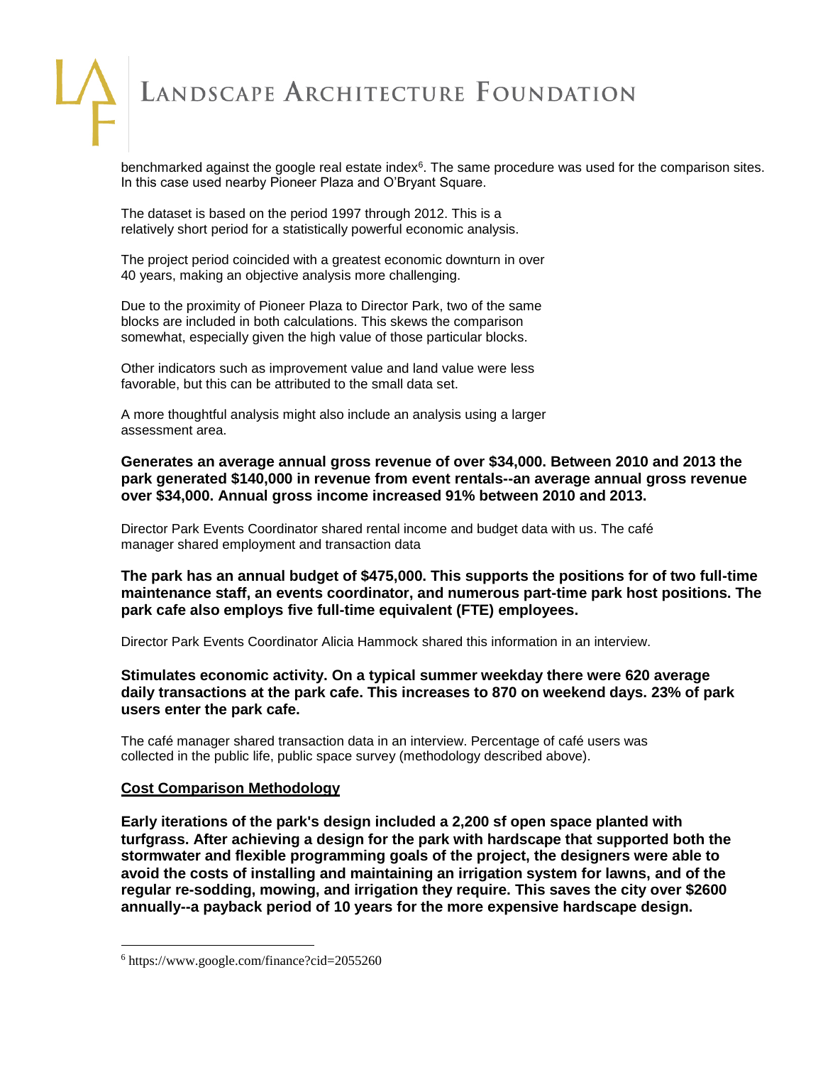benchmarked against the google real estate index[6]. The same procedure was used for the comparison sites. In this case used nearby Pioneer Plaza and O'Bryant Square.

The dataset is based on the period 1997 through 2012. This is a relatively short period for a statistically powerful economic analysis.

The project period coincided with a greatest economic downturn in over 40 years, making an objective analysis more challenging.

Due to the proximity of Pioneer Plaza to Director Park, two of the same blocks are included in both calculations. This skews the comparison somewhat, especially given the high value of those particular blocks.

Other indicators such as improvement value and land value were less favorable, but this can be attributed to the small data set.

A more thoughtful analysis might also include an analysis using a larger assessment area.

**Generates an average annual gross revenue of over $34,000. Between 2010 and 2013 the park generated $140,000 in revenue from event rentals--an average annual gross revenue over $34,000. Annual gross income increased 91% between 2010 and 2013.**

Director Park Events Coordinator shared rental income and budget data with us. The café manager shared employment and transaction data

**The park has an annual budget of $475,000. This supports the positions for of two full-time maintenance staff, an events coordinator, and numerous part-time park host positions. The park cafe also employs five full-time equivalent (FTE) employees.**

Director Park Events Coordinator Alicia Hammock shared this information in an interview.

**Stimulates economic activity. On a typical summer weekday there were 620 average daily transactions at the park cafe. This increases to 870 on weekend days. 23% of park users enter the park cafe.**

The café manager shared transaction data in an interview. Percentage of café users was collected in the public life, public space survey (methodology described above).

**<u>Cost Comparison Methodology</u>**

**Early iterations of the park's design included a 2,200 sf open space planted with turfgrass. After achieving a design for the park with hardscape that supported both the stormwater and flexible programming goals of the project, the designers were able to avoid the costs of installing and maintaining an irrigation system for lawns, and of the regular re-sodding, mowing, and irrigation they require. This saves the city over $2600 annually--a payback period of 10 years for the more expensive hardscape design.**

[6] https://www.google.com/finance?cid=2055260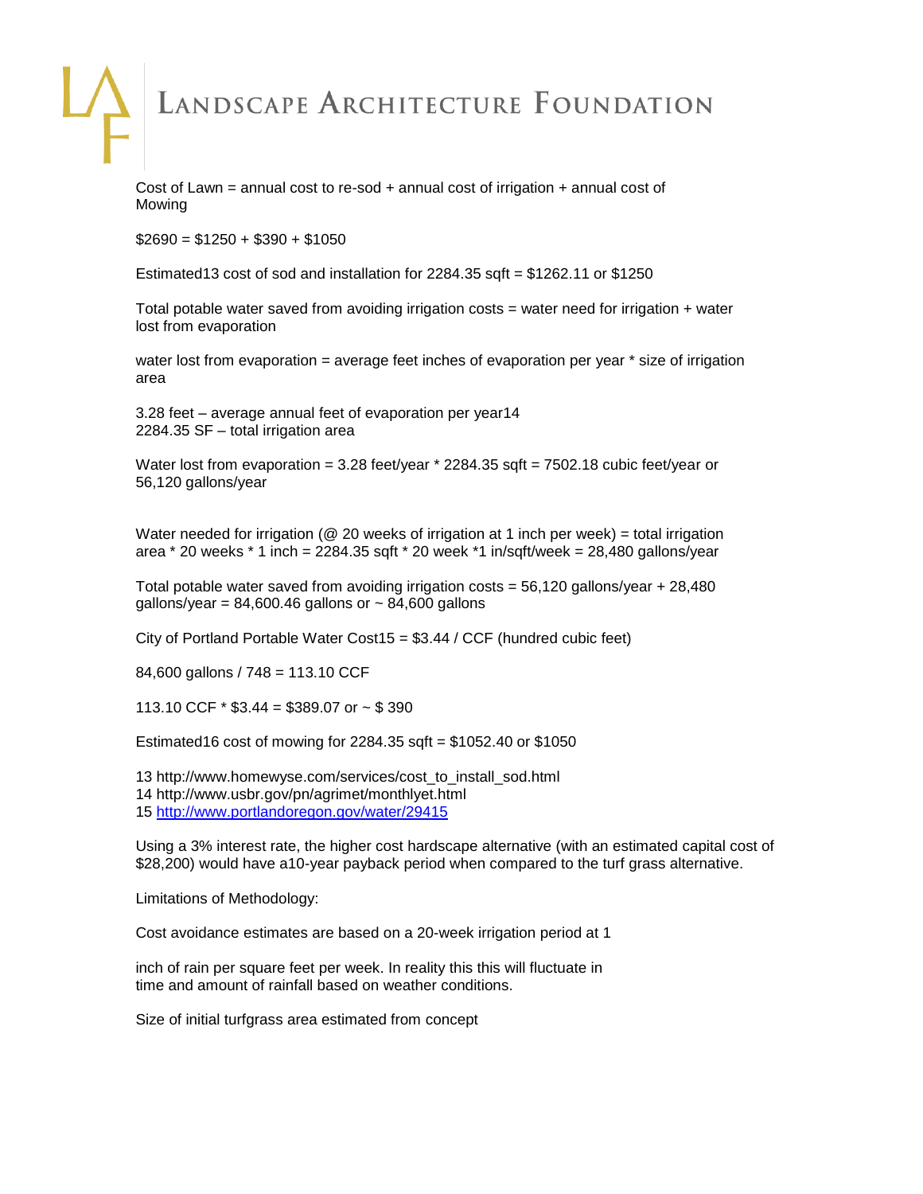Cost of Lawn = annual cost to re-sod + annual cost of irrigation + annual cost of Mowing

$2690 = $1250 + $390 + $1050

Estimated[13] cost of sod and installation for 2284.35 sqft = $1262.11 or $1250

Total potable water saved from avoiding irrigation costs = water need for irrigation + water lost from evaporation

water lost from evaporation = average feet inches of evaporation per year * size of irrigation area

3.28 feet – average annual feet of evaporation per year[14]
2284.35 SF – total irrigation area

Water lost from evaporation = 3.28 feet/year * 2284.35 sqft = 7502.18 cubic feet/year or 56,120 gallons/year

Water needed for irrigation (@ 20 weeks of irrigation at 1 inch per week) = total irrigation area * 20 weeks * 1 inch = 2284.35 sqft * 20 week *1 in/sqft/week = 28,480 gallons/year

Total potable water saved from avoiding irrigation costs = 56,120 gallons/year + 28,480 gallons/year = 84,600.46 gallons or ~ 84,600 gallons

City of Portland Portable Water Cost[15] = $3.44 / CCF (hundred cubic feet)

84,600 gallons / 748 = 113.10 CCF

113.10 CCF * $3.44 = $389.07 or ~ $ 390

Estimated[16] cost of mowing for 2284.35 sqft = $1052.40 or $1050

13 http://www.homewyse.com/services/cost_to_install_sod.html
14 http://www.usbr.gov/pn/agrimet/monthlyet.html
15 http://www.portlandoregon.gov/water/29415

Using a 3% interest rate, the higher cost hardscape alternative (with an estimated capital cost of $28,200) would have a10-year payback period when compared to the turf grass alternative.

Limitations of Methodology:

Cost avoidance estimates are based on a 20-week irrigation period at 1

inch of rain per square feet per week. In reality this this will fluctuate in time and amount of rainfall based on weather conditions.

Size of initial turfgrass area estimated from concept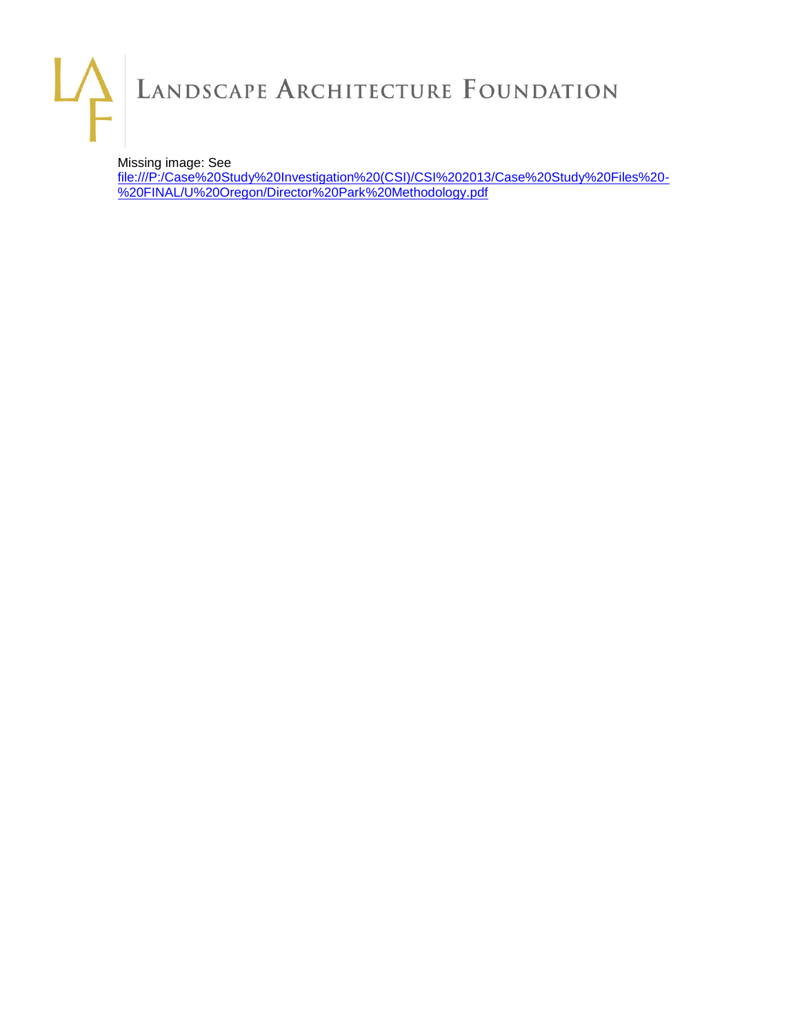Missing image: See
[file:///P:/Case%20Study%20Investigation%20(CSI)/CSI%202013/Case%20Study%20Files%20-%20FINAL/U%20Oregon/Director%20Park%20Methodology.pdf](file:///P:/Case%20Study%20Investigation%20(CSI)/CSI%202013/Case%20Study%20Files%20-%20FINAL/U%20Oregon/Director%20Park%20Methodology.pdf)